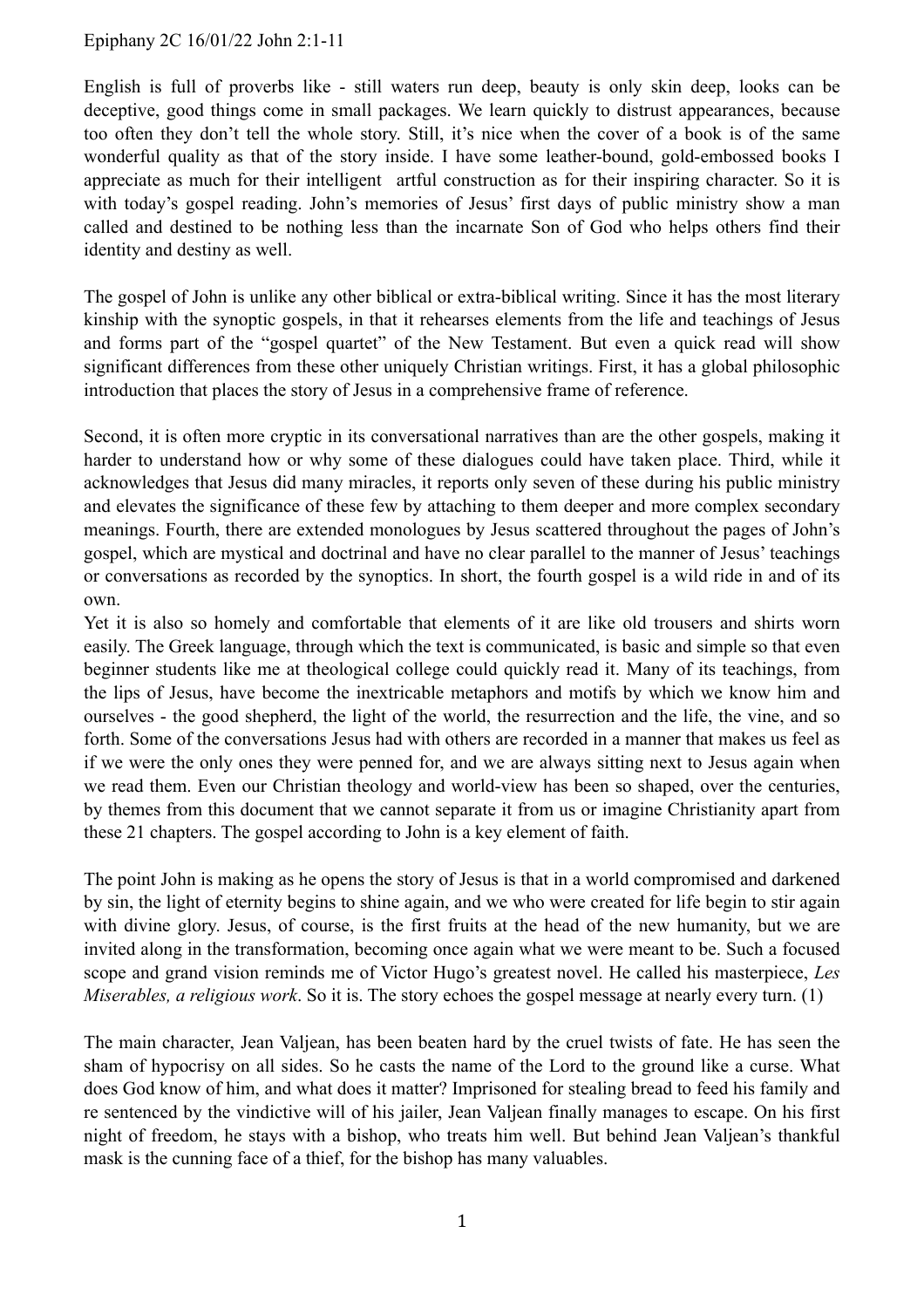Epiphany 2C 16/01/22 John 2:1-11

English is full of proverbs like - still waters run deep, beauty is only skin deep, looks can be deceptive, good things come in small packages. We learn quickly to distrust appearances, because too often they don't tell the whole story. Still, it's nice when the cover of a book is of the same wonderful quality as that of the story inside. I have some leather-bound, gold-embossed books I appreciate as much for their intelligent artful construction as for their inspiring character. So it is with today's gospel reading. John's memories of Jesus' first days of public ministry show a man called and destined to be nothing less than the incarnate Son of God who helps others find their identity and destiny as well.

The gospel of John is unlike any other biblical or extra-biblical writing. Since it has the most literary kinship with the synoptic gospels, in that it rehearses elements from the life and teachings of Jesus and forms part of the "gospel quartet" of the New Testament. But even a quick read will show significant differences from these other uniquely Christian writings. First, it has a global philosophic introduction that places the story of Jesus in a comprehensive frame of reference.

Second, it is often more cryptic in its conversational narratives than are the other gospels, making it harder to understand how or why some of these dialogues could have taken place. Third, while it acknowledges that Jesus did many miracles, it reports only seven of these during his public ministry and elevates the significance of these few by attaching to them deeper and more complex secondary meanings. Fourth, there are extended monologues by Jesus scattered throughout the pages of John's gospel, which are mystical and doctrinal and have no clear parallel to the manner of Jesus' teachings or conversations as recorded by the synoptics. In short, the fourth gospel is a wild ride in and of its own.

Yet it is also so homely and comfortable that elements of it are like old trousers and shirts worn easily. The Greek language, through which the text is communicated, is basic and simple so that even beginner students like me at theological college could quickly read it. Many of its teachings, from the lips of Jesus, have become the inextricable metaphors and motifs by which we know him and ourselves - the good shepherd, the light of the world, the resurrection and the life, the vine, and so forth. Some of the conversations Jesus had with others are recorded in a manner that makes us feel as if we were the only ones they were penned for, and we are always sitting next to Jesus again when we read them. Even our Christian theology and world-view has been so shaped, over the centuries, by themes from this document that we cannot separate it from us or imagine Christianity apart from these 21 chapters. The gospel according to John is a key element of faith.

The point John is making as he opens the story of Jesus is that in a world compromised and darkened by sin, the light of eternity begins to shine again, and we who were created for life begin to stir again with divine glory. Jesus, of course, is the first fruits at the head of the new humanity, but we are invited along in the transformation, becoming once again what we were meant to be. Such a focused scope and grand vision reminds me of Victor Hugo's greatest novel. He called his masterpiece, *Les Miserables, a religious work*. So it is. The story echoes the gospel message at nearly every turn. (1)

The main character, Jean Valjean, has been beaten hard by the cruel twists of fate. He has seen the sham of hypocrisy on all sides. So he casts the name of the Lord to the ground like a curse. What does God know of him, and what does it matter? Imprisoned for stealing bread to feed his family and re sentenced by the vindictive will of his jailer, Jean Valjean finally manages to escape. On his first night of freedom, he stays with a bishop, who treats him well. But behind Jean Valjean's thankful mask is the cunning face of a thief, for the bishop has many valuables.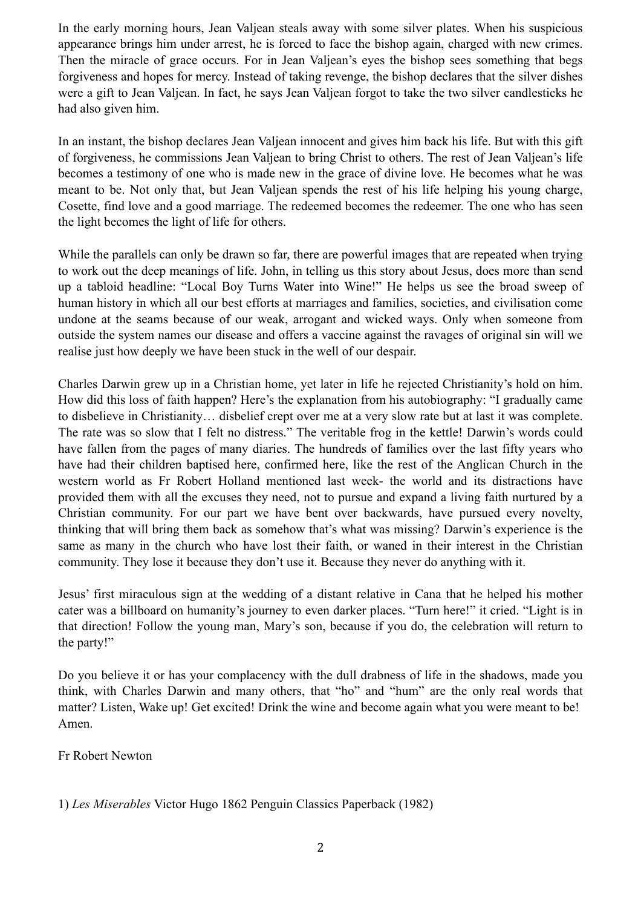In the early morning hours, Jean Valjean steals away with some silver plates. When his suspicious appearance brings him under arrest, he is forced to face the bishop again, charged with new crimes. Then the miracle of grace occurs. For in Jean Valjean's eyes the bishop sees something that begs forgiveness and hopes for mercy. Instead of taking revenge, the bishop declares that the silver dishes were a gift to Jean Valjean. In fact, he says Jean Valjean forgot to take the two silver candlesticks he had also given him.

In an instant, the bishop declares Jean Valjean innocent and gives him back his life. But with this gift of forgiveness, he commissions Jean Valjean to bring Christ to others. The rest of Jean Valjean's life becomes a testimony of one who is made new in the grace of divine love. He becomes what he was meant to be. Not only that, but Jean Valjean spends the rest of his life helping his young charge, Cosette, find love and a good marriage. The redeemed becomes the redeemer. The one who has seen the light becomes the light of life for others.

While the parallels can only be drawn so far, there are powerful images that are repeated when trying to work out the deep meanings of life. John, in telling us this story about Jesus, does more than send up a tabloid headline: "Local Boy Turns Water into Wine!" He helps us see the broad sweep of human history in which all our best efforts at marriages and families, societies, and civilisation come undone at the seams because of our weak, arrogant and wicked ways. Only when someone from outside the system names our disease and offers a vaccine against the ravages of original sin will we realise just how deeply we have been stuck in the well of our despair.

Charles Darwin grew up in a Christian home, yet later in life he rejected Christianity's hold on him. How did this loss of faith happen? Here's the explanation from his autobiography: "I gradually came to disbelieve in Christianity… disbelief crept over me at a very slow rate but at last it was complete. The rate was so slow that I felt no distress." The veritable frog in the kettle! Darwin's words could have fallen from the pages of many diaries. The hundreds of families over the last fifty years who have had their children baptised here, confirmed here, like the rest of the Anglican Church in the western world as Fr Robert Holland mentioned last week- the world and its distractions have provided them with all the excuses they need, not to pursue and expand a living faith nurtured by a Christian community. For our part we have bent over backwards, have pursued every novelty, thinking that will bring them back as somehow that's what was missing? Darwin's experience is the same as many in the church who have lost their faith, or waned in their interest in the Christian community. They lose it because they don't use it. Because they never do anything with it.

Jesus' first miraculous sign at the wedding of a distant relative in Cana that he helped his mother cater was a billboard on humanity's journey to even darker places. "Turn here!" it cried. "Light is in that direction! Follow the young man, Mary's son, because if you do, the celebration will return to the party!"

Do you believe it or has your complacency with the dull drabness of life in the shadows, made you think, with Charles Darwin and many others, that "ho" and "hum" are the only real words that matter? Listen, Wake up! Get excited! Drink the wine and become again what you were meant to be! Amen.

Fr Robert Newton

1) *Les Miserables* Victor Hugo 1862 Penguin Classics Paperback (1982)